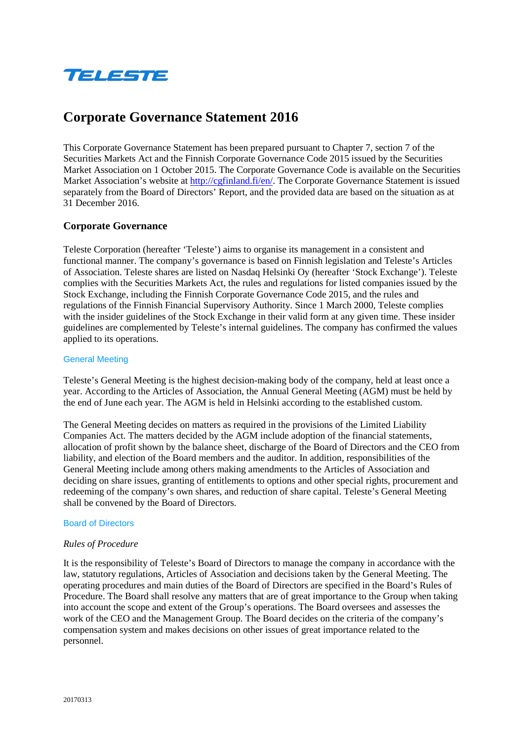TELESTE

# Corporate Governance Statement 2016

This Corporate Governance Statement has been prepared pursuant to Chapter 7, section 7 of the Securities Markets Act and the Finnish Corporate Governance Code 2015 issued by the Securities Market Association on 1 October 2015. The Corporate Governance Code is available on the Securities Market Association's website at http://cgfinland.fi/en/. The Corporate Governance Statement is issued separately from the Board of Directors' Report, and the provided data are based on the situation as at 31 December 2016.

## Corporate Governance

Teleste Corporation (hereafter 'Teleste') aims to organise its management in a consistent and functional manner. The company's governance is based on Finnish legislation and Teleste's Articles of Association. Teleste shares are listed on Nasdaq Helsinki Oy (hereafter 'Stock Exchange'). Teleste complies with the Securities Markets Act, the rules and regulations for listed companies issued by the Stock Exchange, including the Finnish Corporate Governance Code 2015, and the rules and regulations of the Finnish Financial Supervisory Authority. Since 1 March 2000, Teleste complies with the insider guidelines of the Stock Exchange in their valid form at any given time. These insider guidelines are complemented by Teleste's internal guidelines. The company has confirmed the values applied to its operations.

### General Meeting

Teleste's General Meeting is the highest decision-making body of the company, held at least once a year. According to the Articles of Association, the Annual General Meeting (AGM) must be held by the end of June each year. The AGM is held in Helsinki according to the established custom.

The General Meeting decides on matters as required in the provisions of the Limited Liability Companies Act. The matters decided by the AGM include adoption of the financial statements, allocation of profit shown by the balance sheet, discharge of the Board of Directors and the CEO from liability, and election of the Board members and the auditor. In addition, responsibilities of the General Meeting include among others making amendments to the Articles of Association and deciding on share issues, granting of entitlements to options and other special rights, procurement and redeeming of the company's own shares, and reduction of share capital. Teleste's General Meeting shall be convened by the Board of Directors.

### Board of Directors

*Rules of Procedure*

It is the responsibility of Teleste's Board of Directors to manage the company in accordance with the law, statutory regulations, Articles of Association and decisions taken by the General Meeting. The operating procedures and main duties of the Board of Directors are specified in the Board's Rules of Procedure. The Board shall resolve any matters that are of great importance to the Group when taking into account the scope and extent of the Group's operations. The Board oversees and assesses the work of the CEO and the Management Group. The Board decides on the criteria of the company's compensation system and makes decisions on other issues of great importance related to the personnel.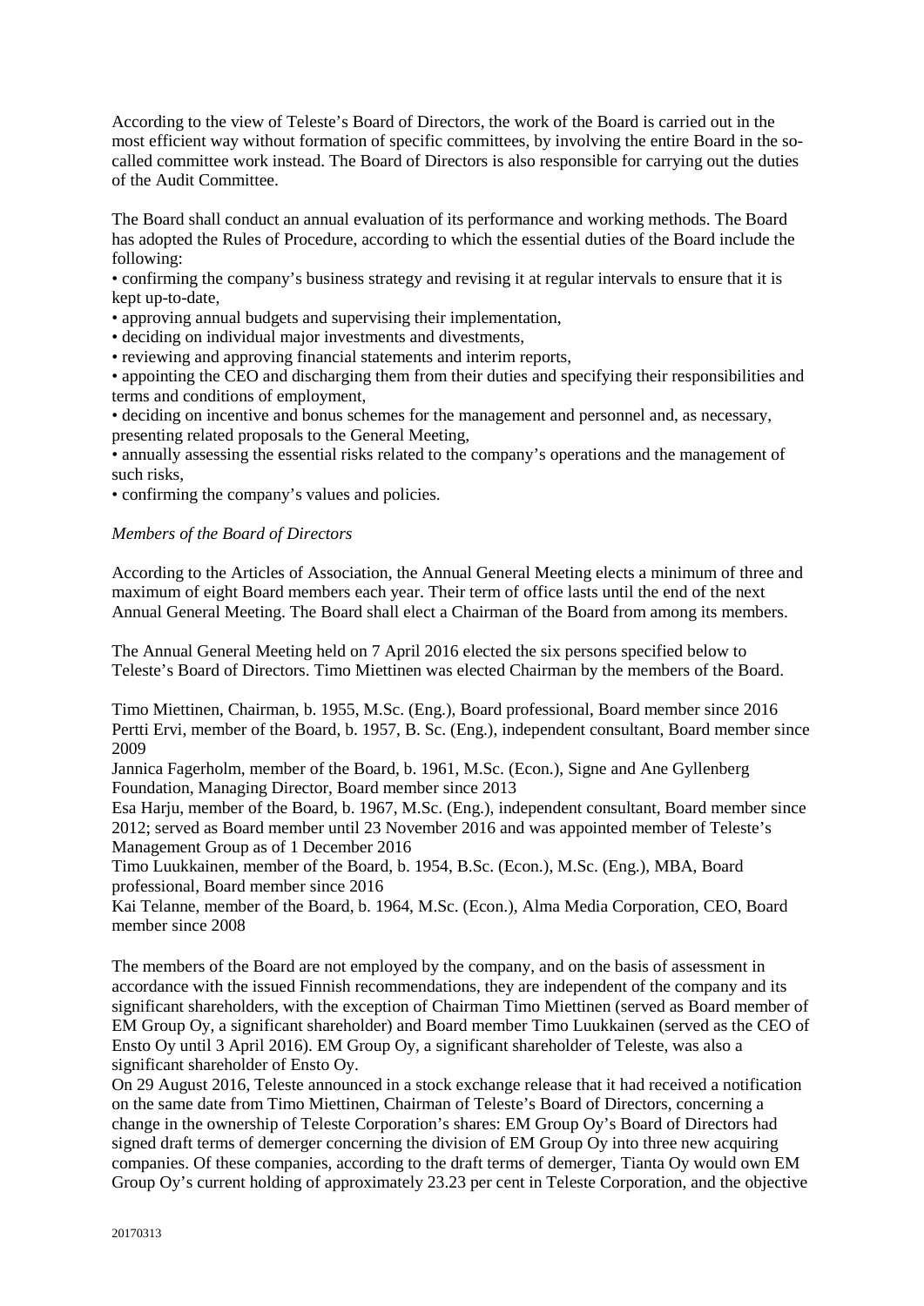According to the view of Teleste's Board of Directors, the work of the Board is carried out in the most efficient way without formation of specific committees, by involving the entire Board in the so-called committee work instead. The Board of Directors is also responsible for carrying out the duties of the Audit Committee.

The Board shall conduct an annual evaluation of its performance and working methods. The Board has adopted the Rules of Procedure, according to which the essential duties of the Board include the following:

- confirming the company's business strategy and revising it at regular intervals to ensure that it is kept up-to-date,
- approving annual budgets and supervising their implementation,
- deciding on individual major investments and divestments,
- reviewing and approving financial statements and interim reports,
- appointing the CEO and discharging them from their duties and specifying their responsibilities and terms and conditions of employment,
- deciding on incentive and bonus schemes for the management and personnel and, as necessary, presenting related proposals to the General Meeting,
- annually assessing the essential risks related to the company's operations and the management of such risks,
- confirming the company's values and policies.

*Members of the Board of Directors*

According to the Articles of Association, the Annual General Meeting elects a minimum of three and maximum of eight Board members each year. Their term of office lasts until the end of the next Annual General Meeting. The Board shall elect a Chairman of the Board from among its members.

The Annual General Meeting held on 7 April 2016 elected the six persons specified below to Teleste's Board of Directors. Timo Miettinen was elected Chairman by the members of the Board.

Timo Miettinen, Chairman, b. 1955, M.Sc. (Eng.), Board professional, Board member since 2016
Pertti Ervi, member of the Board, b. 1957, B. Sc. (Eng.), independent consultant, Board member since 2009
Jannica Fagerholm, member of the Board, b. 1961, M.Sc. (Econ.), Signe and Ane Gyllenberg Foundation, Managing Director, Board member since 2013
Esa Harju, member of the Board, b. 1967, M.Sc. (Eng.), independent consultant, Board member since 2012; served as Board member until 23 November 2016 and was appointed member of Teleste's Management Group as of 1 December 2016
Timo Luukkainen, member of the Board, b. 1954, B.Sc. (Econ.), M.Sc. (Eng.), MBA, Board professional, Board member since 2016
Kai Telanne, member of the Board, b. 1964, M.Sc. (Econ.), Alma Media Corporation, CEO, Board member since 2008

The members of the Board are not employed by the company, and on the basis of assessment in accordance with the issued Finnish recommendations, they are independent of the company and its significant shareholders, with the exception of Chairman Timo Miettinen (served as Board member of EM Group Oy, a significant shareholder) and Board member Timo Luukkainen (served as the CEO of Ensto Oy until 3 April 2016). EM Group Oy, a significant shareholder of Teleste, was also a significant shareholder of Ensto Oy.
On 29 August 2016, Teleste announced in a stock exchange release that it had received a notification on the same date from Timo Miettinen, Chairman of Teleste's Board of Directors, concerning a change in the ownership of Teleste Corporation's shares: EM Group Oy's Board of Directors had signed draft terms of demerger concerning the division of EM Group Oy into three new acquiring companies. Of these companies, according to the draft terms of demerger, Tianta Oy would own EM Group Oy's current holding of approximately 23.23 per cent in Teleste Corporation, and the objective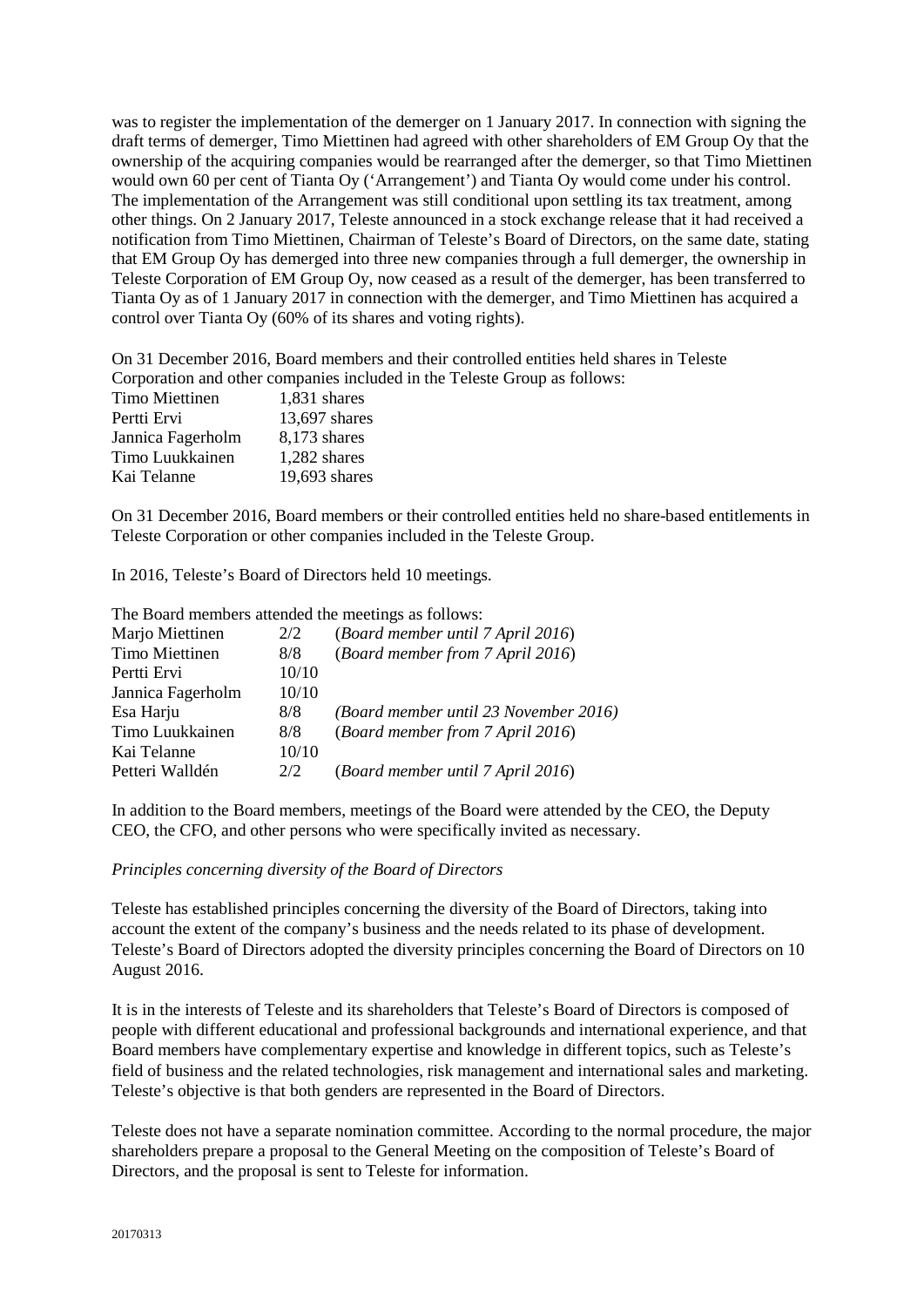was to register the implementation of the demerger on 1 January 2017. In connection with signing the draft terms of demerger, Timo Miettinen had agreed with other shareholders of EM Group Oy that the ownership of the acquiring companies would be rearranged after the demerger, so that Timo Miettinen would own 60 per cent of Tianta Oy ('Arrangement') and Tianta Oy would come under his control. The implementation of the Arrangement was still conditional upon settling its tax treatment, among other things. On 2 January 2017, Teleste announced in a stock exchange release that it had received a notification from Timo Miettinen, Chairman of Teleste's Board of Directors, on the same date, stating that EM Group Oy has demerged into three new companies through a full demerger, the ownership in Teleste Corporation of EM Group Oy, now ceased as a result of the demerger, has been transferred to Tianta Oy as of 1 January 2017 in connection with the demerger, and Timo Miettinen has acquired a control over Tianta Oy (60% of its shares and voting rights).

On 31 December 2016, Board members and their controlled entities held shares in Teleste Corporation and other companies included in the Teleste Group as follows:

| | |
|---|---|
| Timo Miettinen | 1,831 shares |
| Pertti Ervi | 13,697 shares |
| Jannica Fagerholm | 8,173 shares |
| Timo Luukkainen | 1,282 shares |
| Kai Telanne | 19,693 shares |

On 31 December 2016, Board members or their controlled entities held no share-based entitlements in Teleste Corporation or other companies included in the Teleste Group.

In 2016, Teleste's Board of Directors held 10 meetings.

The Board members attended the meetings as follows:

| | | |
|---|---|---|
| Marjo Miettinen | 2/2 | (*Board member until 7 April 2016*) |
| Timo Miettinen | 8/8 | (*Board member from 7 April 2016*) |
| Pertti Ervi | 10/10 | |
| Jannica Fagerholm | 10/10 | |
| Esa Harju | 8/8 | *(Board member until 23 November 2016)* |
| Timo Luukkainen | 8/8 | (*Board member from 7 April 2016*) |
| Kai Telanne | 10/10 | |
| Petteri Walldén | 2/2 | (*Board member until 7 April 2016*) |

In addition to the Board members, meetings of the Board were attended by the CEO, the Deputy CEO, the CFO, and other persons who were specifically invited as necessary.

*Principles concerning diversity of the Board of Directors*

Teleste has established principles concerning the diversity of the Board of Directors, taking into account the extent of the company's business and the needs related to its phase of development. Teleste's Board of Directors adopted the diversity principles concerning the Board of Directors on 10 August 2016.

It is in the interests of Teleste and its shareholders that Teleste's Board of Directors is composed of people with different educational and professional backgrounds and international experience, and that Board members have complementary expertise and knowledge in different topics, such as Teleste's field of business and the related technologies, risk management and international sales and marketing. Teleste's objective is that both genders are represented in the Board of Directors.

Teleste does not have a separate nomination committee. According to the normal procedure, the major shareholders prepare a proposal to the General Meeting on the composition of Teleste's Board of Directors, and the proposal is sent to Teleste for information.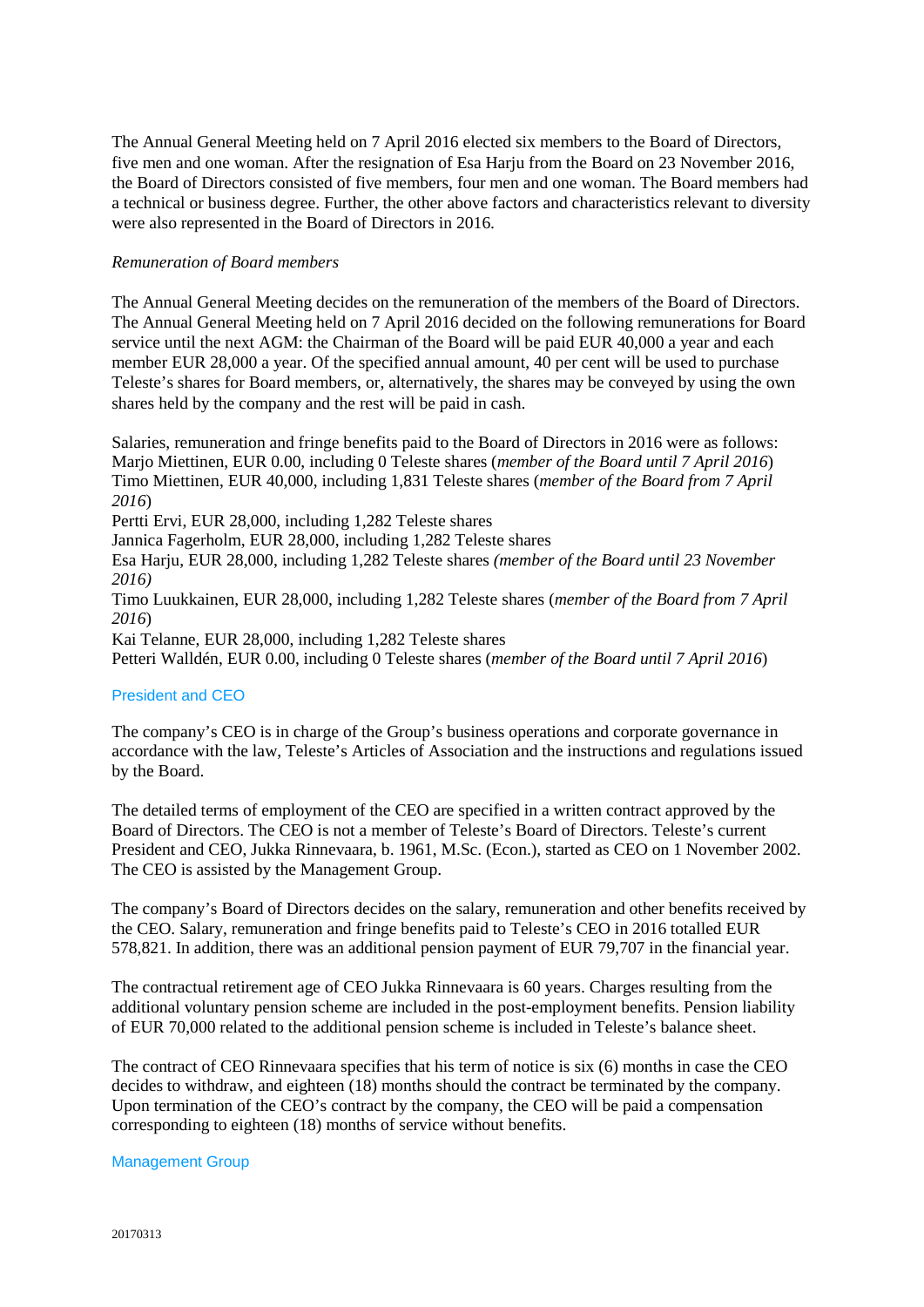The Annual General Meeting held on 7 April 2016 elected six members to the Board of Directors, five men and one woman. After the resignation of Esa Harju from the Board on 23 November 2016, the Board of Directors consisted of five members, four men and one woman. The Board members had a technical or business degree. Further, the other above factors and characteristics relevant to diversity were also represented in the Board of Directors in 2016.

*Remuneration of Board members*

The Annual General Meeting decides on the remuneration of the members of the Board of Directors. The Annual General Meeting held on 7 April 2016 decided on the following remunerations for Board service until the next AGM: the Chairman of the Board will be paid EUR 40,000 a year and each member EUR 28,000 a year. Of the specified annual amount, 40 per cent will be used to purchase Teleste's shares for Board members, or, alternatively, the shares may be conveyed by using the own shares held by the company and the rest will be paid in cash.

Salaries, remuneration and fringe benefits paid to the Board of Directors in 2016 were as follows:
Marjo Miettinen, EUR 0.00, including 0 Teleste shares (*member of the Board until 7 April 2016*)
Timo Miettinen, EUR 40,000, including 1,831 Teleste shares (*member of the Board from 7 April 2016*)
Pertti Ervi, EUR 28,000, including 1,282 Teleste shares
Jannica Fagerholm, EUR 28,000, including 1,282 Teleste shares
Esa Harju, EUR 28,000, including 1,282 Teleste shares *(member of the Board until 23 November 2016)*
Timo Luukkainen, EUR 28,000, including 1,282 Teleste shares (*member of the Board from 7 April 2016*)
Kai Telanne, EUR 28,000, including 1,282 Teleste shares
Petteri Walldén, EUR 0.00, including 0 Teleste shares (*member of the Board until 7 April 2016*)

## President and CEO

The company's CEO is in charge of the Group's business operations and corporate governance in accordance with the law, Teleste's Articles of Association and the instructions and regulations issued by the Board.

The detailed terms of employment of the CEO are specified in a written contract approved by the Board of Directors. The CEO is not a member of Teleste's Board of Directors. Teleste's current President and CEO, Jukka Rinnevaara, b. 1961, M.Sc. (Econ.), started as CEO on 1 November 2002. The CEO is assisted by the Management Group.

The company's Board of Directors decides on the salary, remuneration and other benefits received by the CEO. Salary, remuneration and fringe benefits paid to Teleste's CEO in 2016 totalled EUR 578,821. In addition, there was an additional pension payment of EUR 79,707 in the financial year.

The contractual retirement age of CEO Jukka Rinnevaara is 60 years. Charges resulting from the additional voluntary pension scheme are included in the post-employment benefits. Pension liability of EUR 70,000 related to the additional pension scheme is included in Teleste's balance sheet.

The contract of CEO Rinnevaara specifies that his term of notice is six (6) months in case the CEO decides to withdraw, and eighteen (18) months should the contract be terminated by the company. Upon termination of the CEO's contract by the company, the CEO will be paid a compensation corresponding to eighteen (18) months of service without benefits.

## Management Group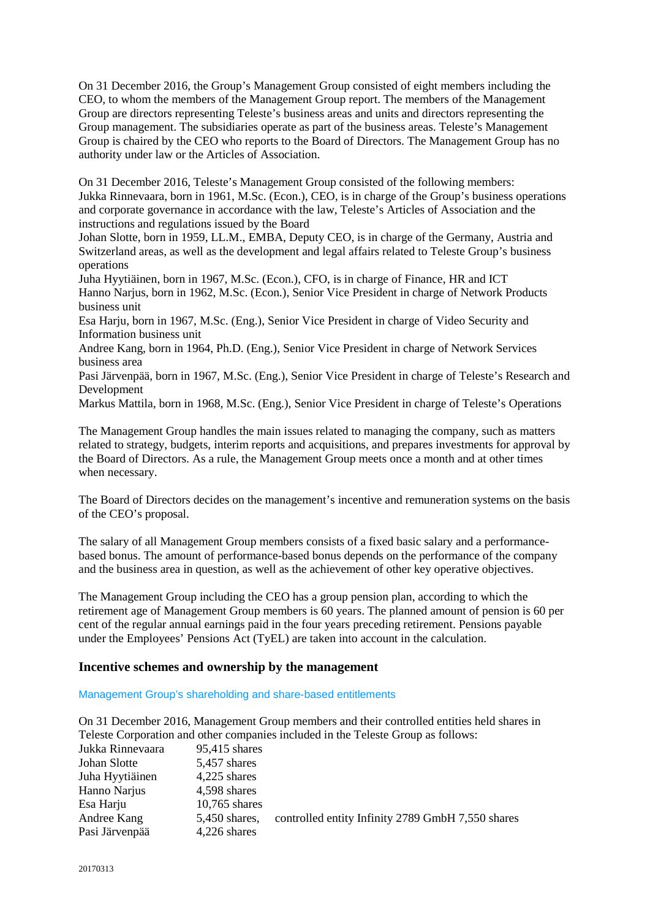On 31 December 2016, the Group's Management Group consisted of eight members including the CEO, to whom the members of the Management Group report. The members of the Management Group are directors representing Teleste's business areas and units and directors representing the Group management. The subsidiaries operate as part of the business areas. Teleste's Management Group is chaired by the CEO who reports to the Board of Directors. The Management Group has no authority under law or the Articles of Association.

On 31 December 2016, Teleste's Management Group consisted of the following members:
Jukka Rinnevaara, born in 1961, M.Sc. (Econ.), CEO, is in charge of the Group's business operations and corporate governance in accordance with the law, Teleste's Articles of Association and the instructions and regulations issued by the Board
Johan Slotte, born in 1959, LL.M., EMBA, Deputy CEO, is in charge of the Germany, Austria and Switzerland areas, as well as the development and legal affairs related to Teleste Group's business operations
Juha Hyytiäinen, born in 1967, M.Sc. (Econ.), CFO, is in charge of Finance, HR and ICT
Hanno Narjus, born in 1962, M.Sc. (Econ.), Senior Vice President in charge of Network Products business unit
Esa Harju, born in 1967, M.Sc. (Eng.), Senior Vice President in charge of Video Security and Information business unit
Andree Kang, born in 1964, Ph.D. (Eng.), Senior Vice President in charge of Network Services business area
Pasi Järvenpää, born in 1967, M.Sc. (Eng.), Senior Vice President in charge of Teleste's Research and Development
Markus Mattila, born in 1968, M.Sc. (Eng.), Senior Vice President in charge of Teleste's Operations

The Management Group handles the main issues related to managing the company, such as matters related to strategy, budgets, interim reports and acquisitions, and prepares investments for approval by the Board of Directors. As a rule, the Management Group meets once a month and at other times when necessary.

The Board of Directors decides on the management's incentive and remuneration systems on the basis of the CEO's proposal.

The salary of all Management Group members consists of a fixed basic salary and a performance-based bonus. The amount of performance-based bonus depends on the performance of the company and the business area in question, as well as the achievement of other key operative objectives.

The Management Group including the CEO has a group pension plan, according to which the retirement age of Management Group members is 60 years. The planned amount of pension is 60 per cent of the regular annual earnings paid in the four years preceding retirement. Pensions payable under the Employees' Pensions Act (TyEL) are taken into account in the calculation.

## Incentive schemes and ownership by the management

### Management Group's shareholding and share-based entitlements

On 31 December 2016, Management Group members and their controlled entities held shares in Teleste Corporation and other companies included in the Teleste Group as follows:

| | | |
|---|---|---|
| Jukka Rinnevaara | 95,415 shares | |
| Johan Slotte | 5,457 shares | |
| Juha Hyytiäinen | 4,225 shares | |
| Hanno Narjus | 4,598 shares | |
| Esa Harju | 10,765 shares | |
| Andree Kang | 5,450 shares, | controlled entity Infinity 2789 GmbH 7,550 shares |
| Pasi Järvenpää | 4,226 shares | |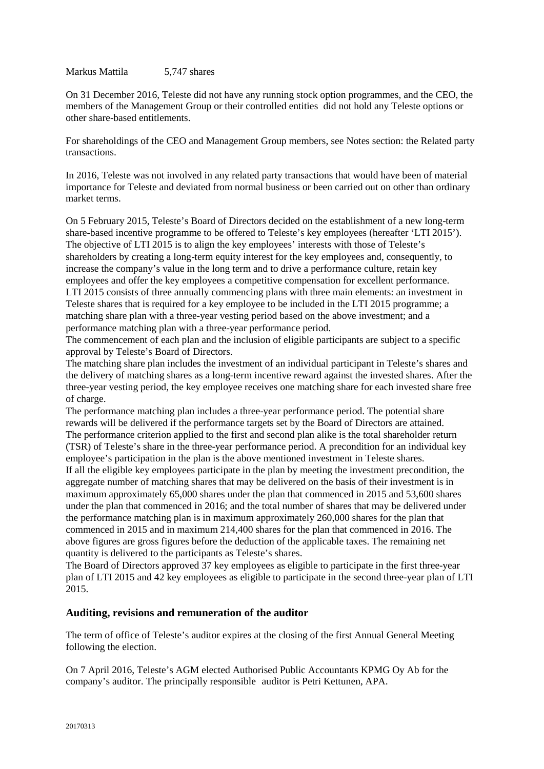Markus Mattila 5,747 shares

On 31 December 2016, Teleste did not have any running stock option programmes, and the CEO, the members of the Management Group or their controlled entities did not hold any Teleste options or other share-based entitlements.

For shareholdings of the CEO and Management Group members, see Notes section: the Related party transactions.

In 2016, Teleste was not involved in any related party transactions that would have been of material importance for Teleste and deviated from normal business or been carried out on other than ordinary market terms.

On 5 February 2015, Teleste's Board of Directors decided on the establishment of a new long-term share-based incentive programme to be offered to Teleste's key employees (hereafter 'LTI 2015'). The objective of LTI 2015 is to align the key employees' interests with those of Teleste's shareholders by creating a long-term equity interest for the key employees and, consequently, to increase the company's value in the long term and to drive a performance culture, retain key employees and offer the key employees a competitive compensation for excellent performance.
LTI 2015 consists of three annually commencing plans with three main elements: an investment in Teleste shares that is required for a key employee to be included in the LTI 2015 programme; a matching share plan with a three-year vesting period based on the above investment; and a performance matching plan with a three-year performance period.
The commencement of each plan and the inclusion of eligible participants are subject to a specific approval by Teleste's Board of Directors.
The matching share plan includes the investment of an individual participant in Teleste's shares and the delivery of matching shares as a long-term incentive reward against the invested shares. After the three-year vesting period, the key employee receives one matching share for each invested share free of charge.
The performance matching plan includes a three-year performance period. The potential share rewards will be delivered if the performance targets set by the Board of Directors are attained. The performance criterion applied to the first and second plan alike is the total shareholder return (TSR) of Teleste's share in the three-year performance period. A precondition for an individual key employee's participation in the plan is the above mentioned investment in Teleste shares.
If all the eligible key employees participate in the plan by meeting the investment precondition, the aggregate number of matching shares that may be delivered on the basis of their investment is in maximum approximately 65,000 shares under the plan that commenced in 2015 and 53,600 shares under the plan that commenced in 2016; and the total number of shares that may be delivered under the performance matching plan is in maximum approximately 260,000 shares for the plan that commenced in 2015 and in maximum 214,400 shares for the plan that commenced in 2016. The above figures are gross figures before the deduction of the applicable taxes. The remaining net quantity is delivered to the participants as Teleste's shares.
The Board of Directors approved 37 key employees as eligible to participate in the first three-year plan of LTI 2015 and 42 key employees as eligible to participate in the second three-year plan of LTI 2015.

## Auditing, revisions and remuneration of the auditor

The term of office of Teleste's auditor expires at the closing of the first Annual General Meeting following the election.

On 7 April 2016, Teleste's AGM elected Authorised Public Accountants KPMG Oy Ab for the company's auditor. The principally responsible auditor is Petri Kettunen, APA.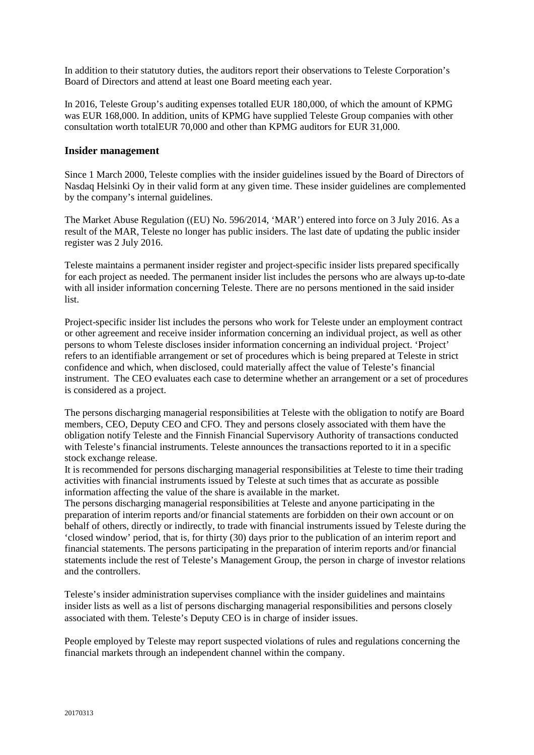In addition to their statutory duties, the auditors report their observations to Teleste Corporation's Board of Directors and attend at least one Board meeting each year.

In 2016, Teleste Group's auditing expenses totalled EUR 180,000, of which the amount of KPMG was EUR 168,000. In addition, units of KPMG have supplied Teleste Group companies with other consultation worth totalEUR 70,000 and other than KPMG auditors for EUR 31,000.

## Insider management

Since 1 March 2000, Teleste complies with the insider guidelines issued by the Board of Directors of Nasdaq Helsinki Oy in their valid form at any given time. These insider guidelines are complemented by the company's internal guidelines.

The Market Abuse Regulation ((EU) No. 596/2014, 'MAR') entered into force on 3 July 2016. As a result of the MAR, Teleste no longer has public insiders. The last date of updating the public insider register was 2 July 2016.

Teleste maintains a permanent insider register and project-specific insider lists prepared specifically for each project as needed. The permanent insider list includes the persons who are always up-to-date with all insider information concerning Teleste. There are no persons mentioned in the said insider list.

Project-specific insider list includes the persons who work for Teleste under an employment contract or other agreement and receive insider information concerning an individual project, as well as other persons to whom Teleste discloses insider information concerning an individual project. 'Project' refers to an identifiable arrangement or set of procedures which is being prepared at Teleste in strict confidence and which, when disclosed, could materially affect the value of Teleste's financial instrument. The CEO evaluates each case to determine whether an arrangement or a set of procedures is considered as a project.

The persons discharging managerial responsibilities at Teleste with the obligation to notify are Board members, CEO, Deputy CEO and CFO. They and persons closely associated with them have the obligation notify Teleste and the Finnish Financial Supervisory Authority of transactions conducted with Teleste's financial instruments. Teleste announces the transactions reported to it in a specific stock exchange release.

It is recommended for persons discharging managerial responsibilities at Teleste to time their trading activities with financial instruments issued by Teleste at such times that as accurate as possible information affecting the value of the share is available in the market.

The persons discharging managerial responsibilities at Teleste and anyone participating in the preparation of interim reports and/or financial statements are forbidden on their own account or on behalf of others, directly or indirectly, to trade with financial instruments issued by Teleste during the 'closed window' period, that is, for thirty (30) days prior to the publication of an interim report and financial statements. The persons participating in the preparation of interim reports and/or financial statements include the rest of Teleste's Management Group, the person in charge of investor relations and the controllers.

Teleste's insider administration supervises compliance with the insider guidelines and maintains insider lists as well as a list of persons discharging managerial responsibilities and persons closely associated with them. Teleste's Deputy CEO is in charge of insider issues.

People employed by Teleste may report suspected violations of rules and regulations concerning the financial markets through an independent channel within the company.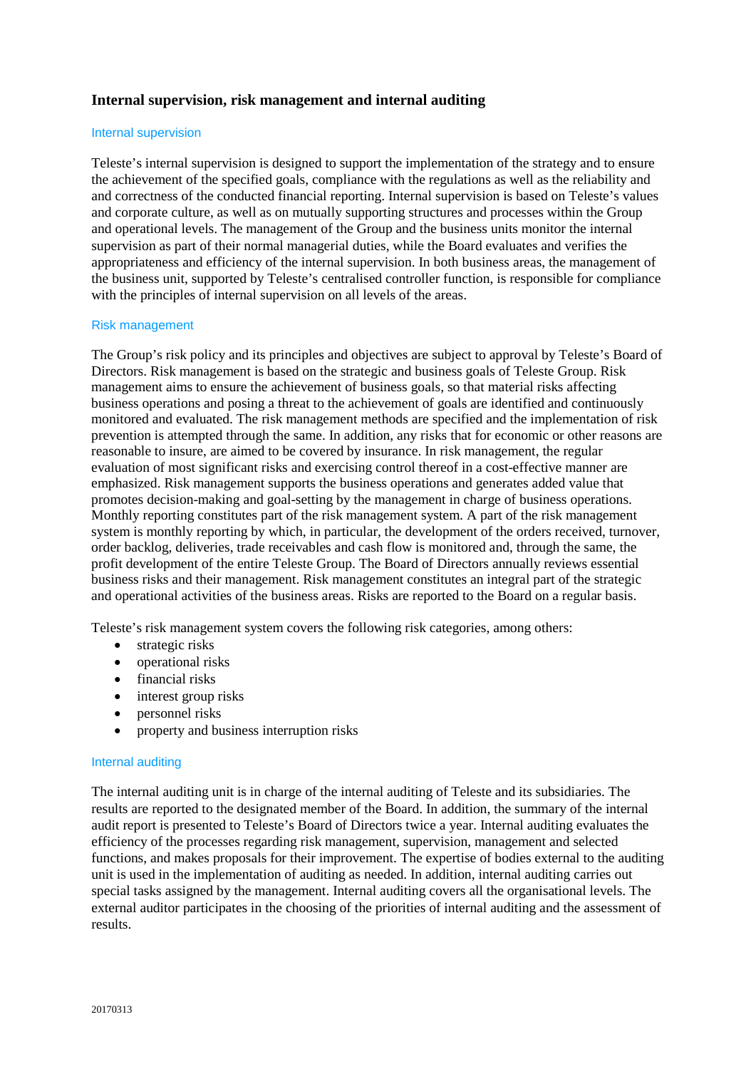## Internal supervision, risk management and internal auditing

### Internal supervision

Teleste's internal supervision is designed to support the implementation of the strategy and to ensure the achievement of the specified goals, compliance with the regulations as well as the reliability and and correctness of the conducted financial reporting. Internal supervision is based on Teleste's values and corporate culture, as well as on mutually supporting structures and processes within the Group and operational levels. The management of the Group and the business units monitor the internal supervision as part of their normal managerial duties, while the Board evaluates and verifies the appropriateness and efficiency of the internal supervision. In both business areas, the management of the business unit, supported by Teleste's centralised controller function, is responsible for compliance with the principles of internal supervision on all levels of the areas.

### Risk management

The Group's risk policy and its principles and objectives are subject to approval by Teleste's Board of Directors. Risk management is based on the strategic and business goals of Teleste Group. Risk management aims to ensure the achievement of business goals, so that material risks affecting business operations and posing a threat to the achievement of goals are identified and continuously monitored and evaluated. The risk management methods are specified and the implementation of risk prevention is attempted through the same. In addition, any risks that for economic or other reasons are reasonable to insure, are aimed to be covered by insurance. In risk management, the regular evaluation of most significant risks and exercising control thereof in a cost-effective manner are emphasized. Risk management supports the business operations and generates added value that promotes decision-making and goal-setting by the management in charge of business operations. Monthly reporting constitutes part of the risk management system. A part of the risk management system is monthly reporting by which, in particular, the development of the orders received, turnover, order backlog, deliveries, trade receivables and cash flow is monitored and, through the same, the profit development of the entire Teleste Group. The Board of Directors annually reviews essential business risks and their management. Risk management constitutes an integral part of the strategic and operational activities of the business areas. Risks are reported to the Board on a regular basis.

Teleste's risk management system covers the following risk categories, among others:

- strategic risks
- operational risks
- financial risks
- interest group risks
- personnel risks
- property and business interruption risks

### Internal auditing

The internal auditing unit is in charge of the internal auditing of Teleste and its subsidiaries. The results are reported to the designated member of the Board. In addition, the summary of the internal audit report is presented to Teleste's Board of Directors twice a year. Internal auditing evaluates the efficiency of the processes regarding risk management, supervision, management and selected functions, and makes proposals for their improvement. The expertise of bodies external to the auditing unit is used in the implementation of auditing as needed. In addition, internal auditing carries out special tasks assigned by the management. Internal auditing covers all the organisational levels. The external auditor participates in the choosing of the priorities of internal auditing and the assessment of results.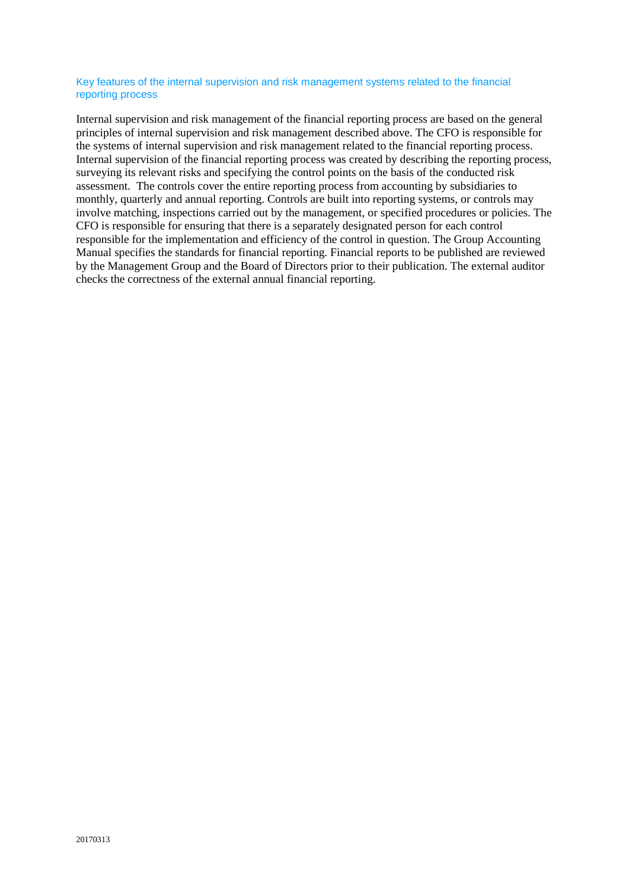### Key features of the internal supervision and risk management systems related to the financial reporting process

Internal supervision and risk management of the financial reporting process are based on the general principles of internal supervision and risk management described above. The CFO is responsible for the systems of internal supervision and risk management related to the financial reporting process. Internal supervision of the financial reporting process was created by describing the reporting process, surveying its relevant risks and specifying the control points on the basis of the conducted risk assessment. The controls cover the entire reporting process from accounting by subsidiaries to monthly, quarterly and annual reporting. Controls are built into reporting systems, or controls may involve matching, inspections carried out by the management, or specified procedures or policies. The CFO is responsible for ensuring that there is a separately designated person for each control responsible for the implementation and efficiency of the control in question. The Group Accounting Manual specifies the standards for financial reporting. Financial reports to be published are reviewed by the Management Group and the Board of Directors prior to their publication. The external auditor checks the correctness of the external annual financial reporting.